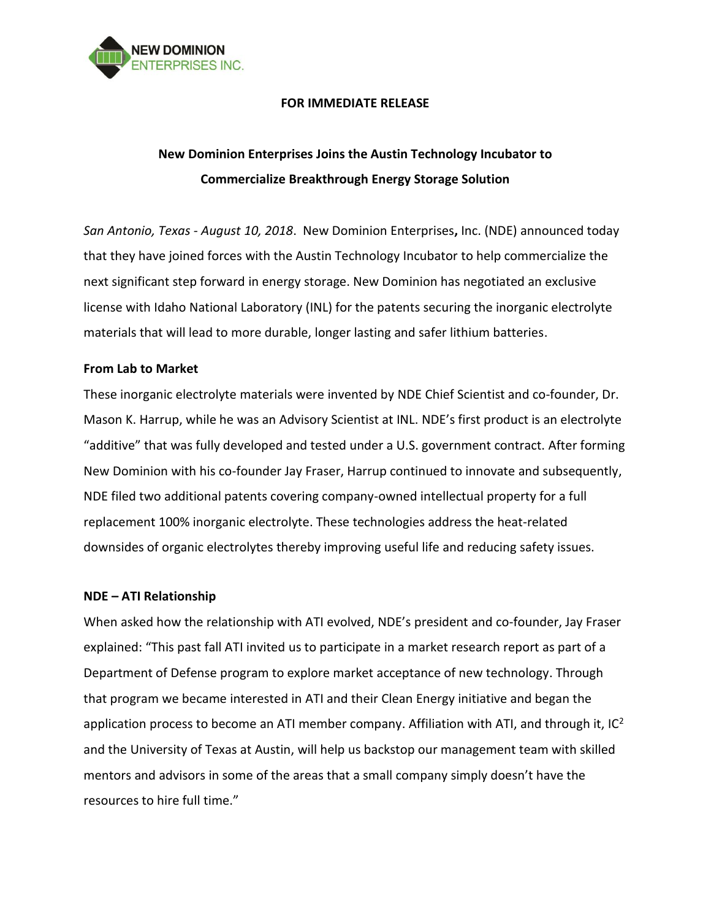**FOR IMMEDIATE RELEASE**

# New Dominion Enterprises Joins the Austin Technology Incubator to Commercialize Breakthrough Energy Storage Solution

*San Antonio, Texas - August 10, 2018*. New Dominion Enterprises**,** Inc. (NDE) announced today that they have joined forces with the Austin Technology Incubator to help commercialize the next significant step forward in energy storage. New Dominion has negotiated an exclusive license with Idaho National Laboratory (INL) for the patents securing the inorganic electrolyte materials that will lead to more durable, longer lasting and safer lithium batteries.

**From Lab to Market**

These inorganic electrolyte materials were invented by NDE Chief Scientist and co-founder, Dr. Mason K. Harrup, while he was an Advisory Scientist at INL. NDE's first product is an electrolyte "additive" that was fully developed and tested under a U.S. government contract. After forming New Dominion with his co-founder Jay Fraser, Harrup continued to innovate and subsequently, NDE filed two additional patents covering company-owned intellectual property for a full replacement 100% inorganic electrolyte. These technologies address the heat-related downsides of organic electrolytes thereby improving useful life and reducing safety issues.

**NDE – ATI Relationship**

When asked how the relationship with ATI evolved, NDE's president and co-founder, Jay Fraser explained: "This past fall ATI invited us to participate in a market research report as part of a Department of Defense program to explore market acceptance of new technology. Through that program we became interested in ATI and their Clean Energy initiative and began the application process to become an ATI member company. Affiliation with ATI, and through it, $IC^2$ and the University of Texas at Austin, will help us backstop our management team with skilled mentors and advisors in some of the areas that a small company simply doesn't have the resources to hire full time."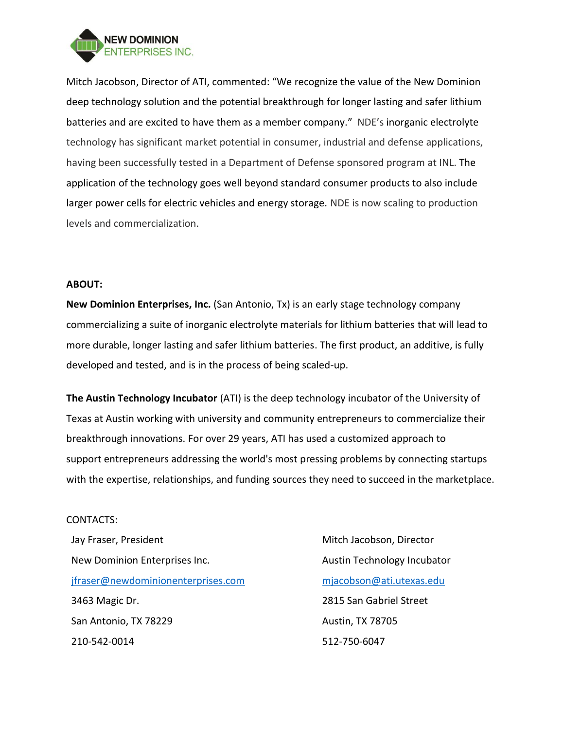Mitch Jacobson, Director of ATI, commented: "We recognize the value of the New Dominion deep technology solution and the potential breakthrough for longer lasting and safer lithium batteries and are excited to have them as a member company." NDE's inorganic electrolyte technology has significant market potential in consumer, industrial and defense applications, having been successfully tested in a Department of Defense sponsored program at INL. The application of the technology goes well beyond standard consumer products to also include larger power cells for electric vehicles and energy storage. NDE is now scaling to production levels and commercialization.

**ABOUT:**

**New Dominion Enterprises, Inc.** (San Antonio, Tx) is an early stage technology company commercializing a suite of inorganic electrolyte materials for lithium batteries that will lead to more durable, longer lasting and safer lithium batteries. The first product, an additive, is fully developed and tested, and is in the process of being scaled-up.

**The Austin Technology Incubator** (ATI) is the deep technology incubator of the University of Texas at Austin working with university and community entrepreneurs to commercialize their breakthrough innovations. For over 29 years, ATI has used a customized approach to support entrepreneurs addressing the world's most pressing problems by connecting startups with the expertise, relationships, and funding sources they need to succeed in the marketplace.

CONTACTS:

Jay Fraser, President
New Dominion Enterprises Inc.
jfraser@newdominionenterprises.com
3463 Magic Dr.
San Antonio, TX 78229
210-542-0014

Mitch Jacobson, Director
Austin Technology Incubator
mjacobson@ati.utexas.edu
2815 San Gabriel Street
Austin, TX 78705
512-750-6047